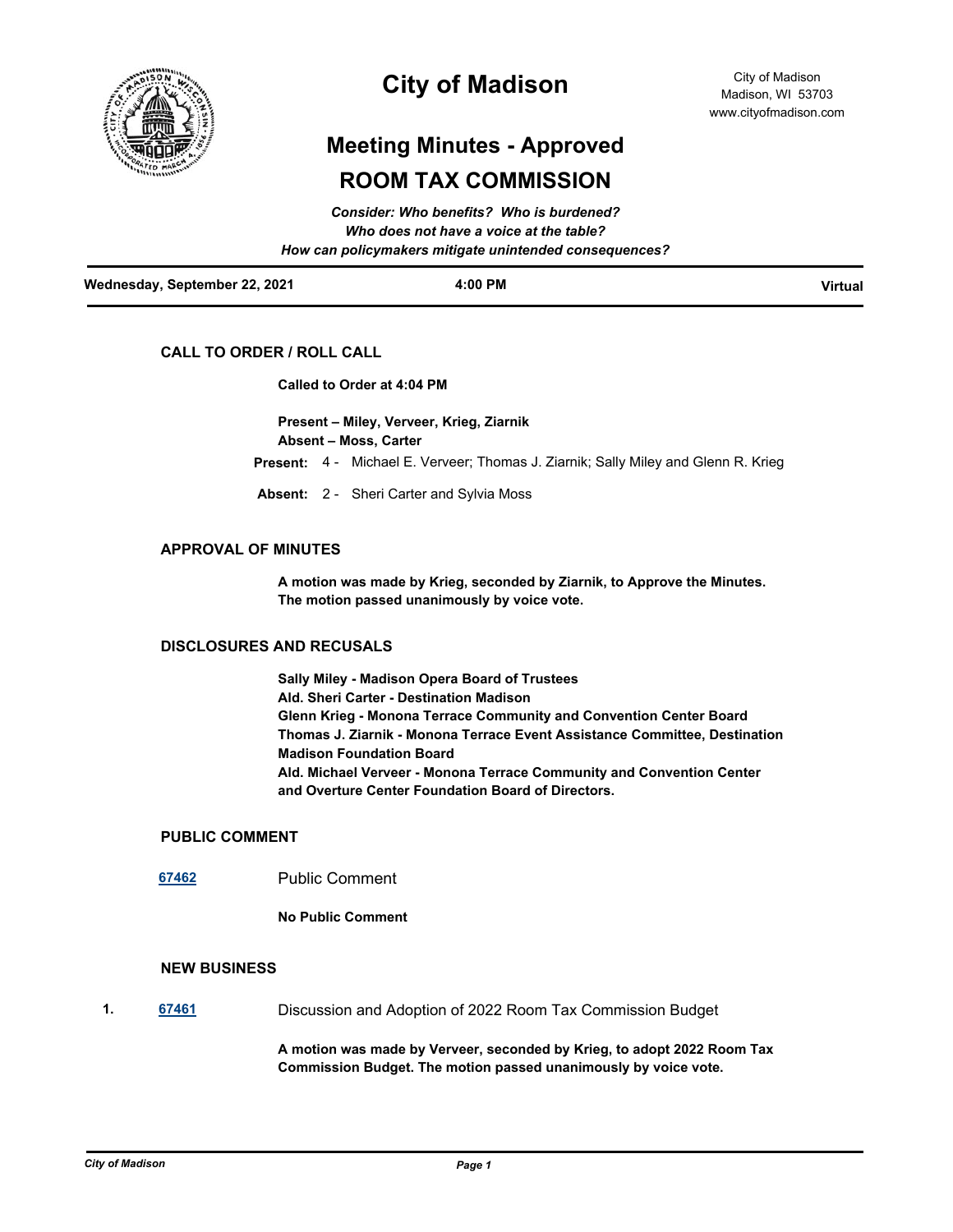# City of Madison

City of Madison
Madison, WI 53703
www.cityofmadison.com

## Meeting Minutes - Approved

## ROOM TAX COMMISSION

*Consider: Who benefits? Who is burdened?*
*Who does not have a voice at the table?*
*How can policymakers mitigate unintended consequences?*

**Wednesday, September 22, 2021** | **4:00 PM** | **Virtual**

### CALL TO ORDER / ROLL CALL

**Called to Order at 4:04 PM**

**Present – Miley, Verveer, Krieg, Ziarnik**
**Absent – Moss, Carter**

**Present:** 4 - Michael E. Verveer; Thomas J. Ziarnik; Sally Miley and Glenn R. Krieg

**Absent:** 2 - Sheri Carter and Sylvia Moss

### APPROVAL OF MINUTES

**A motion was made by Krieg, seconded by Ziarnik, to Approve the Minutes. The motion passed unanimously by voice vote.**

### DISCLOSURES AND RECUSALS

**Sally Miley - Madison Opera Board of Trustees**
**Ald. Sheri Carter - Destination Madison**
**Glenn Krieg - Monona Terrace Community and Convention Center Board**
**Thomas J. Ziarnik - Monona Terrace Event Assistance Committee, Destination Madison Foundation Board**
**Ald. Michael Verveer - Monona Terrace Community and Convention Center and Overture Center Foundation Board of Directors.**

### PUBLIC COMMENT

**67462** Public Comment

**No Public Comment**

### NEW BUSINESS

1. **67461** Discussion and Adoption of 2022 Room Tax Commission Budget

   **A motion was made by Verveer, seconded by Krieg, to adopt 2022 Room Tax Commission Budget. The motion passed unanimously by voice vote.**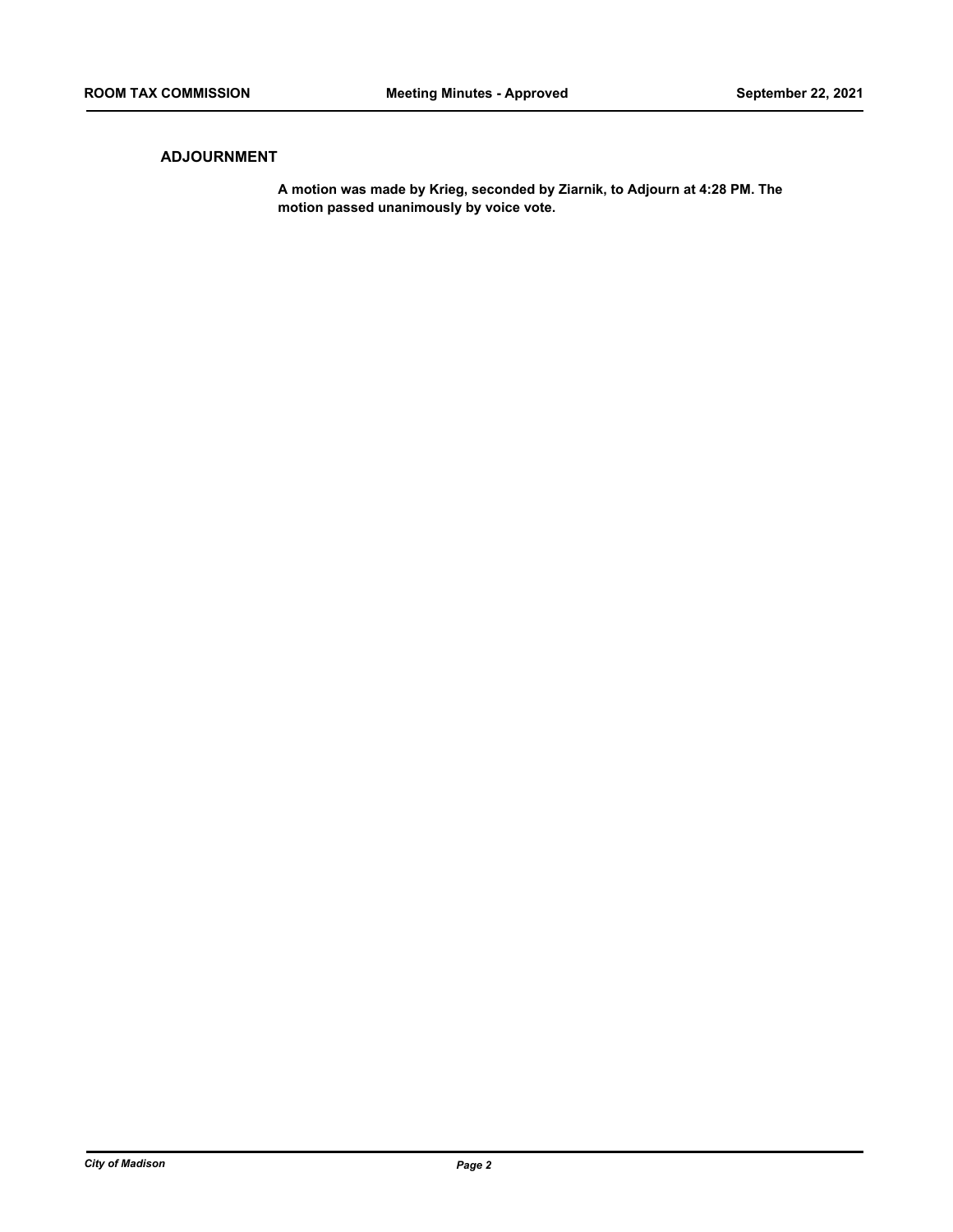## ADJOURNMENT

**A motion was made by Krieg, seconded by Ziarnik, to Adjourn at 4:28 PM. The motion passed unanimously by voice vote.**